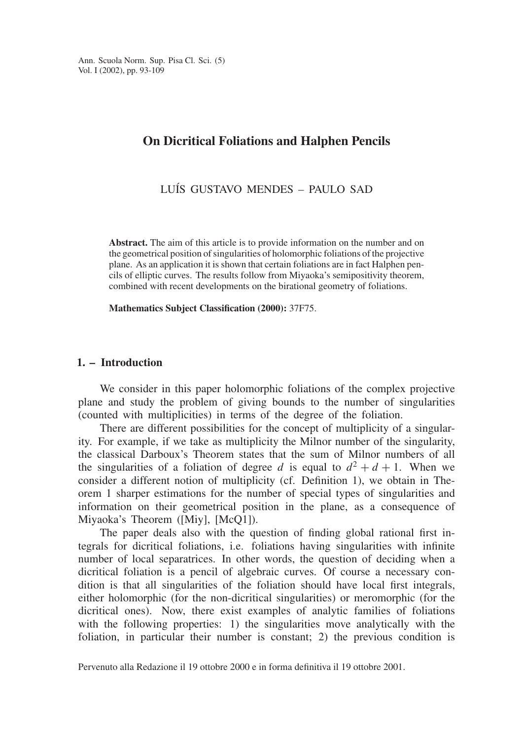# On Dicritical Foliations and Halphen Pencils

LUÍS GUSTAVO MENDES – PAULO SAD

**Abstract.** The aim of this article is to provide information on the number and on the geometrical position of singularities of holomorphic foliations of the projective plane. As an application it is shown that certain foliations are in fact Halphen pencils of elliptic curves. The results follow from Miyaoka's semipositivity theorem, combined with recent developments on the birational geometry of foliations.

**Mathematics Subject Classification (2000):** 37F75.

## 1. – Introduction

We consider in this paper holomorphic foliations of the complex projective plane and study the problem of giving bounds to the number of singularities (counted with multiplicities) in terms of the degree of the foliation.

There are different possibilities for the concept of multiplicity of a singularity. For example, if we take as multiplicity the Milnor number of the singularity, the classical Darboux's Theorem states that the sum of Milnor numbers of all the singularities of a foliation of degree $d$ is equal to $d^2 + d + 1$. When we consider a different notion of multiplicity (cf. Definition 1), we obtain in Theorem 1 sharper estimations for the number of special types of singularities and information on their geometrical position in the plane, as a consequence of Miyaoka's Theorem ([Miy], [McQ1]).

The paper deals also with the question of finding global rational first integrals for dicritical foliations, i.e. foliations having singularities with infinite number of local separatrices. In other words, the question of deciding when a dicritical foliation is a pencil of algebraic curves. Of course a necessary condition is that all singularities of the foliation should have local first integrals, either holomorphic (for the non-dicritical singularities) or meromorphic (for the dicritical ones). Now, there exist examples of analytic families of foliations with the following properties: 1) the singularities move analytically with the foliation, in particular their number is constant; 2) the previous condition is

Pervenuto alla Redazione il 19 ottobre 2000 e in forma definitiva il 19 ottobre 2001.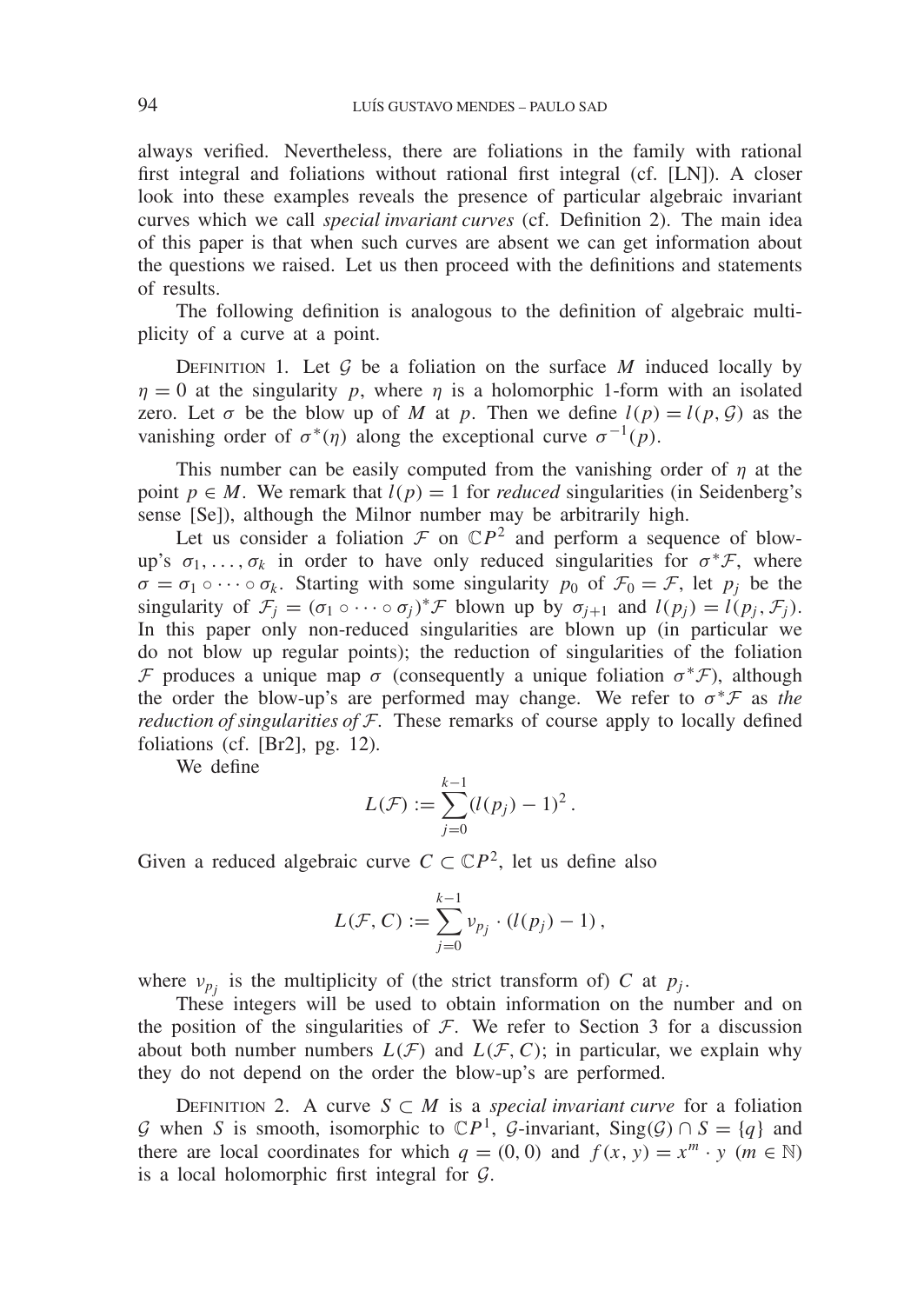always verified. Nevertheless, there are foliations in the family with rational first integral and foliations without rational first integral (cf. [LN]). A closer look into these examples reveals the presence of particular algebraic invariant curves which we call *special invariant curves* (cf. Definition 2). The main idea of this paper is that when such curves are absent we can get information about the questions we raised. Let us then proceed with the definitions and statements of results.

The following definition is analogous to the definition of algebraic multiplicity of a curve at a point.

DEFINITION 1. Let $\mathcal{G}$ be a foliation on the surface $M$ induced locally by $\eta = 0$ at the singularity $p$, where $\eta$ is a holomorphic 1-form with an isolated zero. Let $\sigma$ be the blow up of $M$ at $p$. Then we define $l(p) = l(p, \mathcal{G})$ as the vanishing order of $\sigma^*(\eta)$ along the exceptional curve $\sigma^{-1}(p)$.

This number can be easily computed from the vanishing order of $\eta$ at the point $p \in M$. We remark that $l(p) = 1$ for *reduced* singularities (in Seidenberg's sense [Se]), although the Milnor number may be arbitrarily high.

Let us consider a foliation $\mathcal{F}$ on $\mathbb{C}P^2$ and perform a sequence of blow-up's $\sigma_1, \ldots, \sigma_k$ in order to have only reduced singularities for $\sigma^*\mathcal{F}$, where $\sigma = \sigma_1 \circ \cdots \circ \sigma_k$. Starting with some singularity $p_0$ of $\mathcal{F}_0 = \mathcal{F}$, let $p_j$ be the singularity of $\mathcal{F}_j = (\sigma_1 \circ \cdots \circ \sigma_j)^*\mathcal{F}$ blown up by $\sigma_{j+1}$ and $l(p_j) = l(p_j, \mathcal{F}_j)$. In this paper only non-reduced singularities are blown up (in particular we do not blow up regular points); the reduction of singularities of the foliation $\mathcal{F}$ produces a unique map $\sigma$ (consequently a unique foliation $\sigma^*\mathcal{F}$), although the order the blow-up's are performed may change. We refer to $\sigma^*\mathcal{F}$ as *the reduction of singularities of* $\mathcal{F}$. These remarks of course apply to locally defined foliations (cf. [Br2], pg. 12).

We define

$$L(\mathcal{F}) := \sum_{j=0}^{k-1} (l(p_j) - 1)^2 .$$

Given a reduced algebraic curve $C \subset \mathbb{C}P^2$, let us define also

$$L(\mathcal{F}, C) := \sum_{j=0}^{k-1} \nu_{p_j} \cdot (l(p_j) - 1) ,$$

where $\nu_{p_j}$ is the multiplicity of (the strict transform of) $C$ at $p_j$.

These integers will be used to obtain information on the number and on the position of the singularities of $\mathcal{F}$. We refer to Section 3 for a discussion about both number numbers $L(\mathcal{F})$ and $L(\mathcal{F}, C)$; in particular, we explain why they do not depend on the order the blow-up's are performed.

DEFINITION 2. A curve $S \subset M$ is a *special invariant curve* for a foliation $\mathcal{G}$ when $S$ is smooth, isomorphic to $\mathbb{C}P^1$, $\mathcal{G}$-invariant, $\mathrm{Sing}(\mathcal{G}) \cap S = \{q\}$ and there are local coordinates for which $q = (0, 0)$ and $f(x, y) = x^m \cdot y$ ($m \in \mathbb{N}$) is a local holomorphic first integral for $\mathcal{G}$.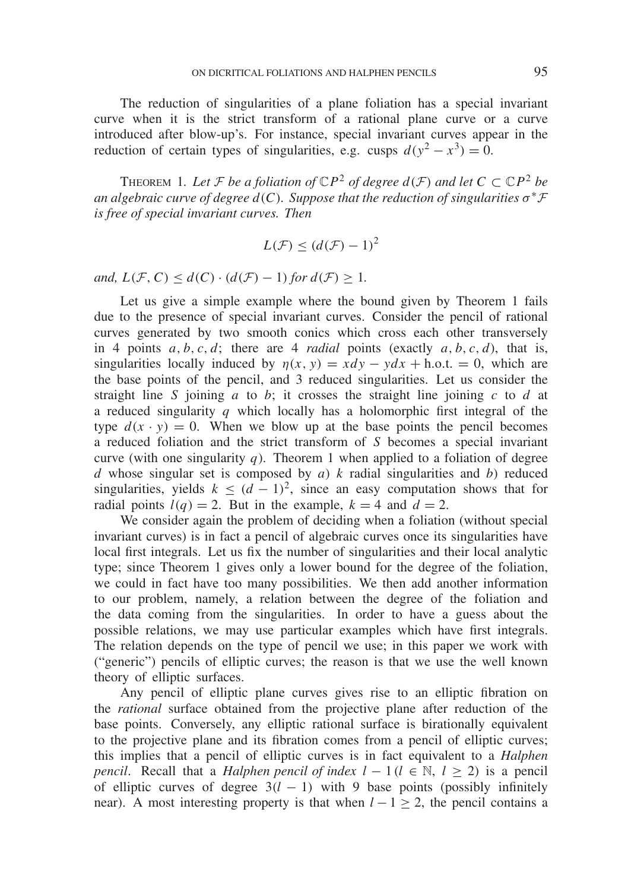The reduction of singularities of a plane foliation has a special invariant curve when it is the strict transform of a rational plane curve or a curve introduced after blow-up's. For instance, special invariant curves appear in the reduction of certain types of singularities, e.g. cusps $d(y^2 - x^3) = 0$.

THEOREM 1. *Let $\mathcal{F}$ be a foliation of $\mathbb{C}P^2$ of degree $d(\mathcal{F})$ and let $C \subset \mathbb{C}P^2$ be an algebraic curve of degree $d(C)$. Suppose that the reduction of singularities $\sigma^*\mathcal{F}$ is free of special invariant curves. Then*

$$L(\mathcal{F}) \leq (d(\mathcal{F}) - 1)^2$$

*and, $L(\mathcal{F}, C) \leq d(C) \cdot (d(\mathcal{F}) - 1)$ for $d(\mathcal{F}) \geq 1$.*

Let us give a simple example where the bound given by Theorem 1 fails due to the presence of special invariant curves. Consider the pencil of rational curves generated by two smooth conics which cross each other transversely in 4 points $a, b, c, d$; there are 4 *radial* points (exactly $a, b, c, d$), that is, singularities locally induced by $\eta(x, y) = xdy - ydx + \text{h.o.t.} = 0$, which are the base points of the pencil, and 3 reduced singularities. Let us consider the straight line $S$ joining $a$ to $b$; it crosses the straight line joining $c$ to $d$ at a reduced singularity $q$ which locally has a holomorphic first integral of the type $d(x \cdot y) = 0$. When we blow up at the base points the pencil becomes a reduced foliation and the strict transform of $S$ becomes a special invariant curve (with one singularity $q$). Theorem 1 when applied to a foliation of degree $d$ whose singular set is composed by $a$) $k$ radial singularities and $b$) reduced singularities, yields $k \leq (d-1)^2$, since an easy computation shows that for radial points $l(q) = 2$. But in the example, $k = 4$ and $d = 2$.

We consider again the problem of deciding when a foliation (without special invariant curves) is in fact a pencil of algebraic curves once its singularities have local first integrals. Let us fix the number of singularities and their local analytic type; since Theorem 1 gives only a lower bound for the degree of the foliation, we could in fact have too many possibilities. We then add another information to our problem, namely, a relation between the degree of the foliation and the data coming from the singularities. In order to have a guess about the possible relations, we may use particular examples which have first integrals. The relation depends on the type of pencil we use; in this paper we work with ("generic") pencils of elliptic curves; the reason is that we use the well known theory of elliptic surfaces.

Any pencil of elliptic plane curves gives rise to an elliptic fibration on the *rational* surface obtained from the projective plane after reduction of the base points. Conversely, any elliptic rational surface is birationally equivalent to the projective plane and its fibration comes from a pencil of elliptic curves; this implies that a pencil of elliptic curves is in fact equivalent to a *Halphen pencil*. Recall that a *Halphen pencil of index* $l - 1$ ($l \in \mathbb{N}$, $l \geq 2$) is a pencil of elliptic curves of degree $3(l-1)$ with 9 base points (possibly infinitely near). A most interesting property is that when $l - 1 \geq 2$, the pencil contains a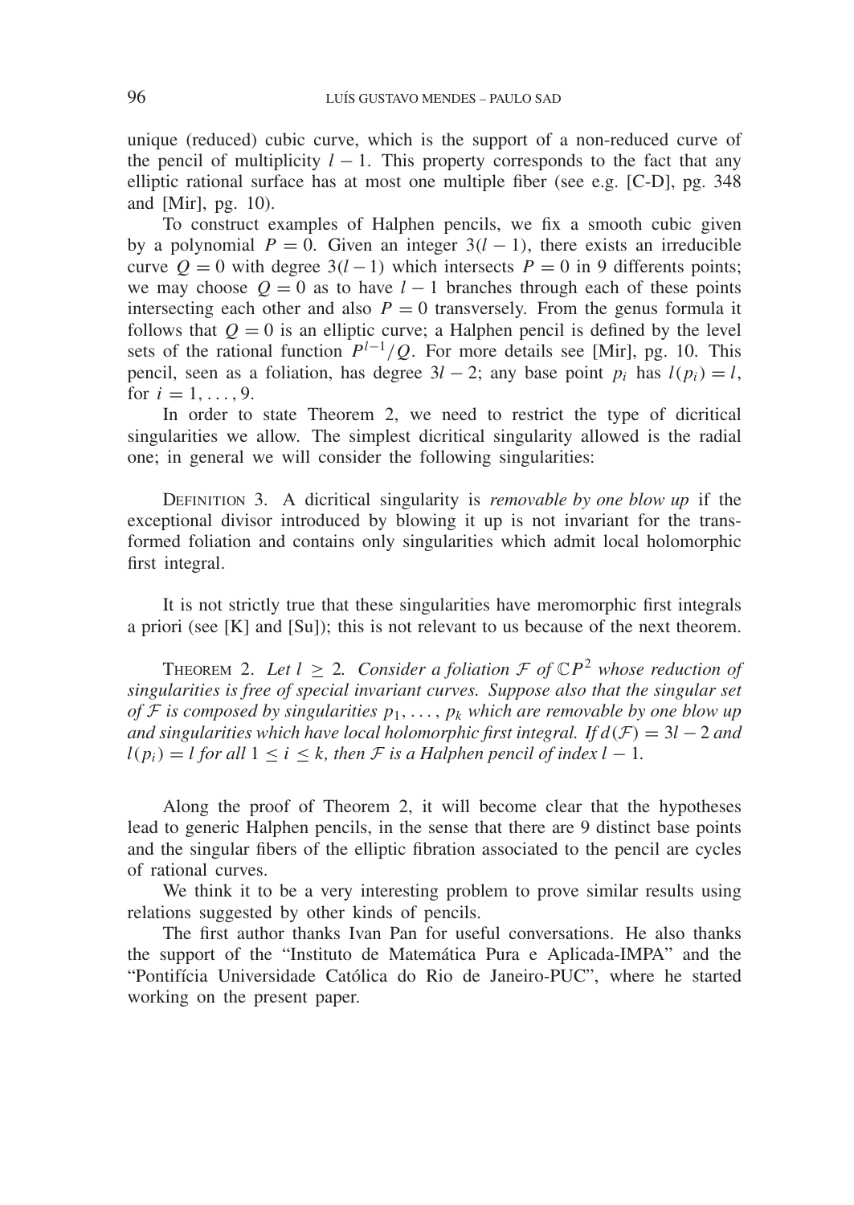unique (reduced) cubic curve, which is the support of a non-reduced curve of the pencil of multiplicity $l-1$. This property corresponds to the fact that any elliptic rational surface has at most one multiple fiber (see e.g. [C-D], pg. 348 and [Mir], pg. 10).

To construct examples of Halphen pencils, we fix a smooth cubic given by a polynomial $P = 0$. Given an integer $3(l-1)$, there exists an irreducible curve $Q = 0$ with degree $3(l-1)$ which intersects $P = 0$ in 9 differents points; we may choose $Q = 0$ as to have $l-1$ branches through each of these points intersecting each other and also $P = 0$ transversely. From the genus formula it follows that $Q = 0$ is an elliptic curve; a Halphen pencil is defined by the level sets of the rational function $P^{l-1}/Q$. For more details see [Mir], pg. 10. This pencil, seen as a foliation, has degree $3l-2$; any base point $p_i$ has $l(p_i) = l$, for $i = 1, \ldots, 9$.

In order to state Theorem 2, we need to restrict the type of dicritical singularities we allow. The simplest dicritical singularity allowed is the radial one; in general we will consider the following singularities:

Definition 3. A dicritical singularity is *removable by one blow up* if the exceptional divisor introduced by blowing it up is not invariant for the transformed foliation and contains only singularities which admit local holomorphic first integral.

It is not strictly true that these singularities have meromorphic first integrals a priori (see [K] and [Su]); this is not relevant to us because of the next theorem.

Theorem 2. *Let $l \geq 2$. Consider a foliation $\mathcal{F}$ of $\mathbb{C}P^2$ whose reduction of singularities is free of special invariant curves. Suppose also that the singular set of $\mathcal{F}$ is composed by singularities $p_1, \ldots, p_k$ which are removable by one blow up and singularities which have local holomorphic first integral. If $d(\mathcal{F}) = 3l-2$ and $l(p_i) = l$ for all $1 \leq i \leq k$, then $\mathcal{F}$ is a Halphen pencil of index $l-1$.*

Along the proof of Theorem 2, it will become clear that the hypotheses lead to generic Halphen pencils, in the sense that there are 9 distinct base points and the singular fibers of the elliptic fibration associated to the pencil are cycles of rational curves.

We think it to be a very interesting problem to prove similar results using relations suggested by other kinds of pencils.

The first author thanks Ivan Pan for useful conversations. He also thanks the support of the "Instituto de Matemática Pura e Aplicada-IMPA" and the "Pontifícia Universidade Católica do Rio de Janeiro-PUC", where he started working on the present paper.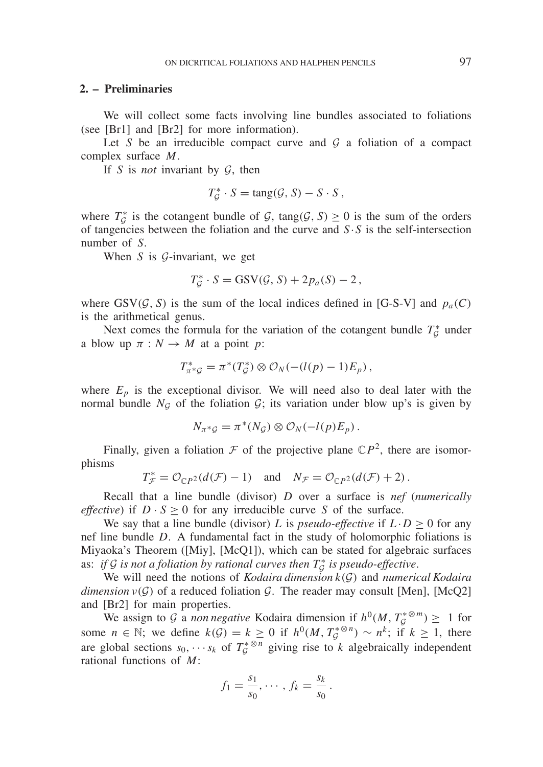## 2. – Preliminaries

We will collect some facts involving line bundles associated to foliations (see [Br1] and [Br2] for more information).

Let $S$ be an irreducible compact curve and $\mathcal{G}$ a foliation of a compact complex surface $M$.

If $S$ is *not* invariant by $\mathcal{G}$, then

$$T_{\mathcal{G}}^* \cdot S = \operatorname{tang}(\mathcal{G}, S) - S \cdot S\,,$$

where $T_{\mathcal{G}}^*$ is the cotangent bundle of $\mathcal{G}$, $\operatorname{tang}(\mathcal{G}, S) \geq 0$ is the sum of the orders of tangencies between the foliation and the curve and $S \cdot S$ is the self-intersection number of $S$.

When $S$ is $\mathcal{G}$-invariant, we get

$$T_{\mathcal{G}}^* \cdot S = \operatorname{GSV}(\mathcal{G}, S) + 2p_a(S) - 2\,,$$

where $\operatorname{GSV}(\mathcal{G}, S)$ is the sum of the local indices defined in [G-S-V] and $p_a(C)$ is the arithmetical genus.

Next comes the formula for the variation of the cotangent bundle $T_{\mathcal{G}}^*$ under a blow up $\pi : N \to M$ at a point $p$:

$$T_{\pi^*\mathcal{G}}^* = \pi^*(T_{\mathcal{G}}^*) \otimes \mathcal{O}_N(-(l(p) - 1)E_p)\,,$$

where $E_p$ is the exceptional divisor. We will need also to deal later with the normal bundle $N_{\mathcal{G}}$ of the foliation $\mathcal{G}$; its variation under blow up's is given by

$$N_{\pi^*\mathcal{G}} = \pi^*(N_{\mathcal{G}}) \otimes \mathcal{O}_N(-l(p)E_p)\,.$$

Finally, given a foliation $\mathcal{F}$ of the projective plane $\mathbb{C}P^2$, there are isomorphisms

$$T_{\mathcal{F}}^* = \mathcal{O}_{\mathbb{C}P^2}(d(\mathcal{F}) - 1) \quad \text{and} \quad N_{\mathcal{F}} = \mathcal{O}_{\mathbb{C}P^2}(d(\mathcal{F}) + 2)\,.$$

Recall that a line bundle (divisor) $D$ over a surface is *nef* (*numerically effective*) if $D \cdot S \geq 0$ for any irreducible curve $S$ of the surface.

We say that a line bundle (divisor) $L$ is *pseudo-effective* if $L \cdot D \geq 0$ for any nef line bundle $D$. A fundamental fact in the study of holomorphic foliations is Miyaoka's Theorem ([Miy], [McQ1]), which can be stated for algebraic surfaces as: *if $\mathcal{G}$ is not a foliation by rational curves then $T_{\mathcal{G}}^*$ is pseudo-effective*.

We will need the notions of *Kodaira dimension* $k(\mathcal{G})$ and *numerical Kodaira dimension* $\nu(\mathcal{G})$ of a reduced foliation $\mathcal{G}$. The reader may consult [Men], [McQ2] and [Br2] for main properties.

We assign to $\mathcal{G}$ a *non negative* Kodaira dimension if $h^0(M, T_{\mathcal{G}}^{*\otimes m}) \geq 1$ for some $n \in \mathbb{N}$; we define $k(\mathcal{G}) = k \geq 0$ if $h^0(M, T_{\mathcal{G}}^{*\otimes n}) \sim n^k$; if $k \geq 1$, there are global sections $s_0, \cdots s_k$ of $T_{\mathcal{G}}^{*\otimes n}$ giving rise to $k$ algebraically independent rational functions of $M$:

$$f_1 = \frac{s_1}{s_0}, \cdots, f_k = \frac{s_k}{s_0}\,.$$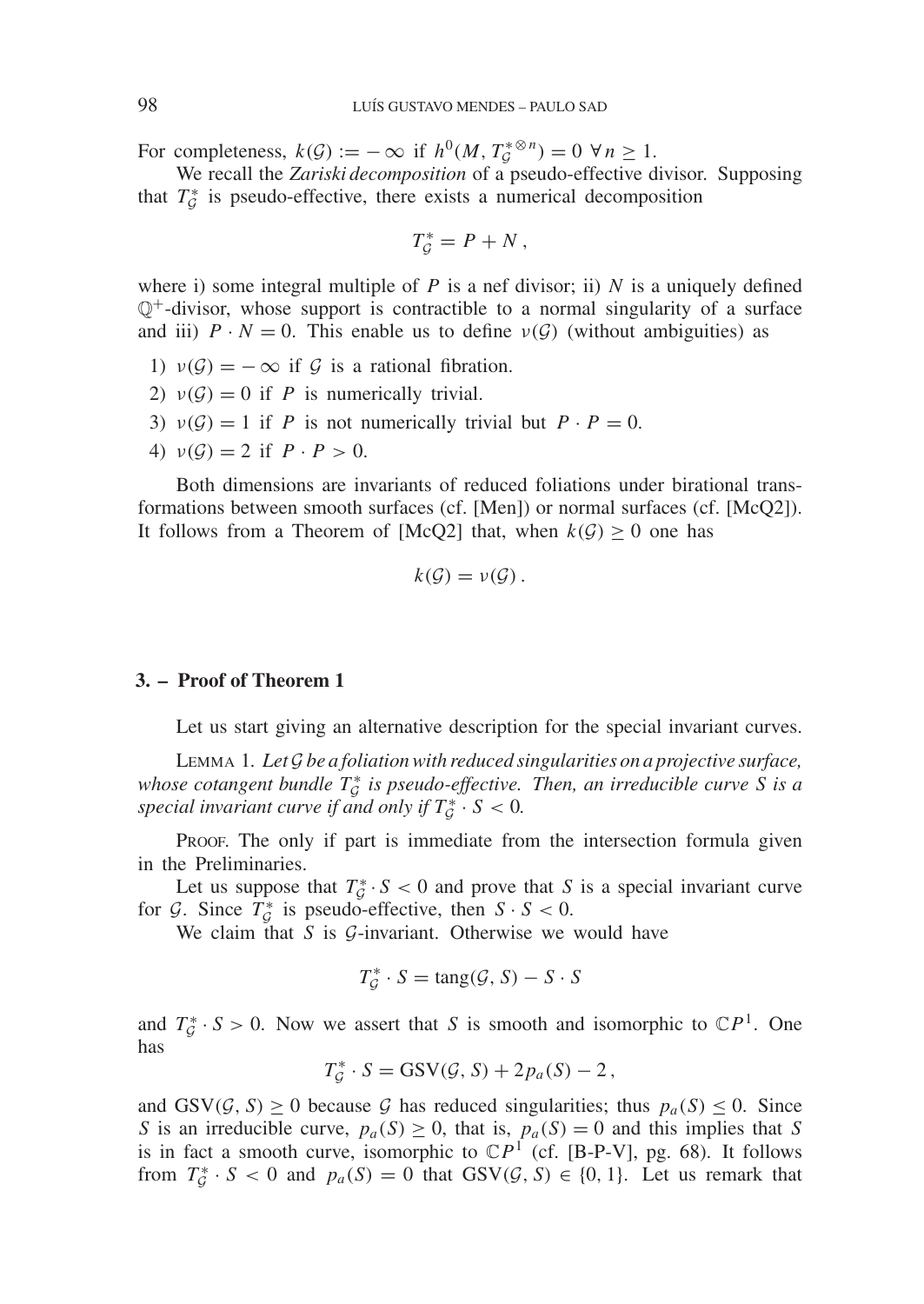For completeness, $k(\mathcal{G}) := -\infty$ if $h^0(M, T_{\mathcal{G}}^{*\otimes n}) = 0 \ \forall n \geq 1$.

We recall the *Zariski decomposition* of a pseudo-effective divisor. Supposing that $T_{\mathcal{G}}^*$ is pseudo-effective, there exists a numerical decomposition

$$T_{\mathcal{G}}^* = P + N\,,$$

where i) some integral multiple of $P$ is a nef divisor; ii) $N$ is a uniquely defined $\mathbb{Q}^+$-divisor, whose support is contractible to a normal singularity of a surface and iii) $P \cdot N = 0$. This enable us to define $\nu(\mathcal{G})$ (without ambiguities) as

1) $\nu(\mathcal{G}) = -\infty$ if $\mathcal{G}$ is a rational fibration.
2) $\nu(\mathcal{G}) = 0$ if $P$ is numerically trivial.
3) $\nu(\mathcal{G}) = 1$ if $P$ is not numerically trivial but $P \cdot P = 0$.
4) $\nu(\mathcal{G}) = 2$ if $P \cdot P > 0$.

Both dimensions are invariants of reduced foliations under birational transformations between smooth surfaces (cf. [Men]) or normal surfaces (cf. [McQ2]). It follows from a Theorem of [McQ2] that, when $k(\mathcal{G}) \geq 0$ one has

$$k(\mathcal{G}) = \nu(\mathcal{G})\,.$$

## 3. – Proof of Theorem 1

Let us start giving an alternative description for the special invariant curves.

Lemma 1. *Let $\mathcal{G}$ be a foliation with reduced singularities on a projective surface, whose cotangent bundle $T_{\mathcal{G}}^*$ is pseudo-effective. Then, an irreducible curve $S$ is a special invariant curve if and only if $T_{\mathcal{G}}^* \cdot S < 0$.*

Proof. The only if part is immediate from the intersection formula given in the Preliminaries.

Let us suppose that $T_{\mathcal{G}}^* \cdot S < 0$ and prove that $S$ is a special invariant curve for $\mathcal{G}$. Since $T_{\mathcal{G}}^*$ is pseudo-effective, then $S \cdot S < 0$.

We claim that $S$ is $\mathcal{G}$-invariant. Otherwise we would have

$$T_{\mathcal{G}}^* \cdot S = \operatorname{tang}(\mathcal{G}, S) - S \cdot S$$

and $T_{\mathcal{G}}^* \cdot S > 0$. Now we assert that $S$ is smooth and isomorphic to $\mathbb{C}P^1$. One has

$$T_{\mathcal{G}}^* \cdot S = \operatorname{GSV}(\mathcal{G}, S) + 2p_a(S) - 2\,,$$

and $\operatorname{GSV}(\mathcal{G}, S) \geq 0$ because $\mathcal{G}$ has reduced singularities; thus $p_a(S) \leq 0$. Since $S$ is an irreducible curve, $p_a(S) \geq 0$, that is, $p_a(S) = 0$ and this implies that $S$ is in fact a smooth curve, isomorphic to $\mathbb{C}P^1$ (cf. [B-P-V], pg. 68). It follows from $T_{\mathcal{G}}^* \cdot S < 0$ and $p_a(S) = 0$ that $\operatorname{GSV}(\mathcal{G}, S) \in \{0, 1\}$. Let us remark that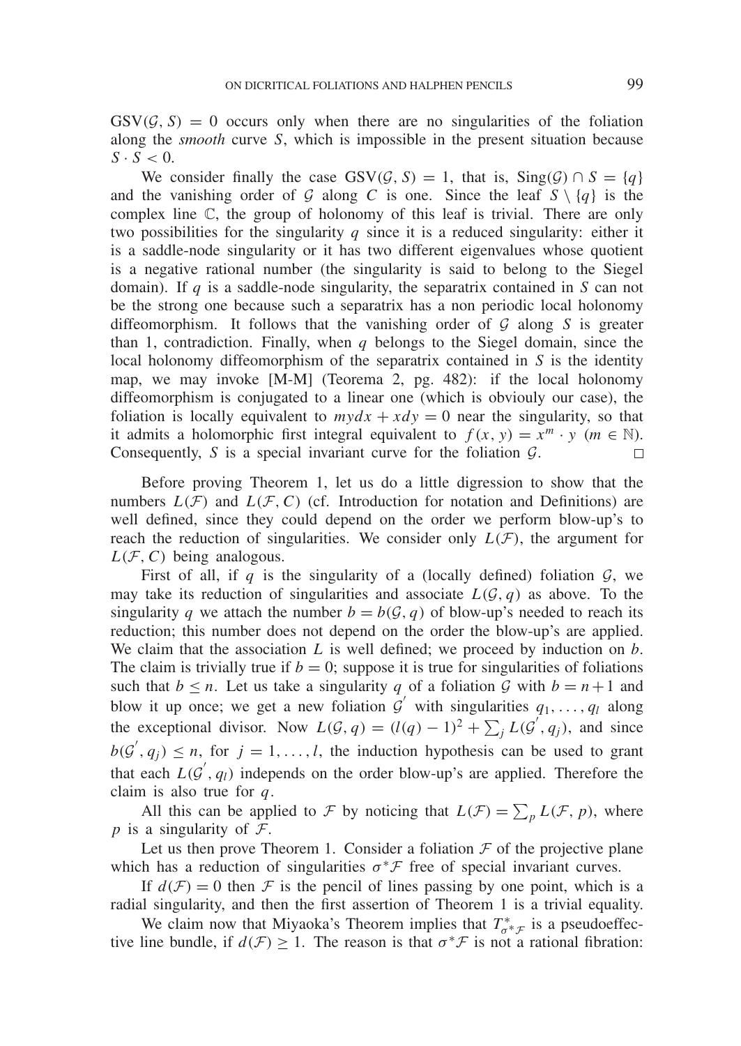$\mathrm{GSV}(\mathcal{G}, S) = 0$ occurs only when there are no singularities of the foliation along the *smooth* curve $S$, which is impossible in the present situation because $S \cdot S < 0$.

We consider finally the case $\mathrm{GSV}(\mathcal{G}, S) = 1$, that is, $\mathrm{Sing}(\mathcal{G}) \cap S = \{q\}$ and the vanishing order of $\mathcal{G}$ along $C$ is one. Since the leaf $S \setminus \{q\}$ is the complex line $\mathbb{C}$, the group of holonomy of this leaf is trivial. There are only two possibilities for the singularity $q$ since it is a reduced singularity: either it is a saddle-node singularity or it has two different eigenvalues whose quotient is a negative rational number (the singularity is said to belong to the Siegel domain). If $q$ is a saddle-node singularity, the separatrix contained in $S$ can not be the strong one because such a separatrix has a non periodic local holonomy diffeomorphism. It follows that the vanishing order of $\mathcal{G}$ along $S$ is greater than 1, contradiction. Finally, when $q$ belongs to the Siegel domain, since the local holonomy diffeomorphism of the separatrix contained in $S$ is the identity map, we may invoke [M-M] (Teorema 2, pg. 482): if the local holonomy diffeomorphism is conjugated to a linear one (which is obviouly our case), the foliation is locally equivalent to $my\,dx + x\,dy = 0$ near the singularity, so that it admits a holomorphic first integral equivalent to $f(x, y) = x^m \cdot y$ ($m \in \mathbb{N}$). Consequently, $S$ is a special invariant curve for the foliation $\mathcal{G}$. $\square$

Before proving Theorem 1, let us do a little digression to show that the numbers $L(\mathcal{F})$ and $L(\mathcal{F}, C)$ (cf. Introduction for notation and Definitions) are well defined, since they could depend on the order we perform blow-up's to reach the reduction of singularities. We consider only $L(\mathcal{F})$, the argument for $L(\mathcal{F}, C)$ being analogous.

First of all, if $q$ is the singularity of a (locally defined) foliation $\mathcal{G}$, we may take its reduction of singularities and associate $L(\mathcal{G}, q)$ as above. To the singularity $q$ we attach the number $b = b(\mathcal{G}, q)$ of blow-up's needed to reach its reduction; this number does not depend on the order the blow-up's are applied. We claim that the association $L$ is well defined; we proceed by induction on $b$. The claim is trivially true if $b = 0$; suppose it is true for singularities of foliations such that $b \leq n$. Let us take a singularity $q$ of a foliation $\mathcal{G}$ with $b = n + 1$ and blow it up once; we get a new foliation $\mathcal{G}'$ with singularities $q_1, \ldots, q_l$ along the exceptional divisor. Now $L(\mathcal{G}, q) = (l(q) - 1)^2 + \sum_j L(\mathcal{G}', q_j)$, and since $b(\mathcal{G}', q_j) \leq n$, for $j = 1, \ldots, l$, the induction hypothesis can be used to grant that each $L(\mathcal{G}', q_l)$ independs on the order blow-up's are applied. Therefore the claim is also true for $q$.

All this can be applied to $\mathcal{F}$ by noticing that $L(\mathcal{F}) = \sum_p L(\mathcal{F}, p)$, where $p$ is a singularity of $\mathcal{F}$.

Let us then prove Theorem 1. Consider a foliation $\mathcal{F}$ of the projective plane which has a reduction of singularities $\sigma^*\mathcal{F}$ free of special invariant curves.

If $d(\mathcal{F}) = 0$ then $\mathcal{F}$ is the pencil of lines passing by one point, which is a radial singularity, and then the first assertion of Theorem 1 is a trivial equality.

We claim now that Miyaoka's Theorem implies that $T^*_{\sigma^*\mathcal{F}}$ is a pseudoeffective line bundle, if $d(\mathcal{F}) \geq 1$. The reason is that $\sigma^*\mathcal{F}$ is not a rational fibration: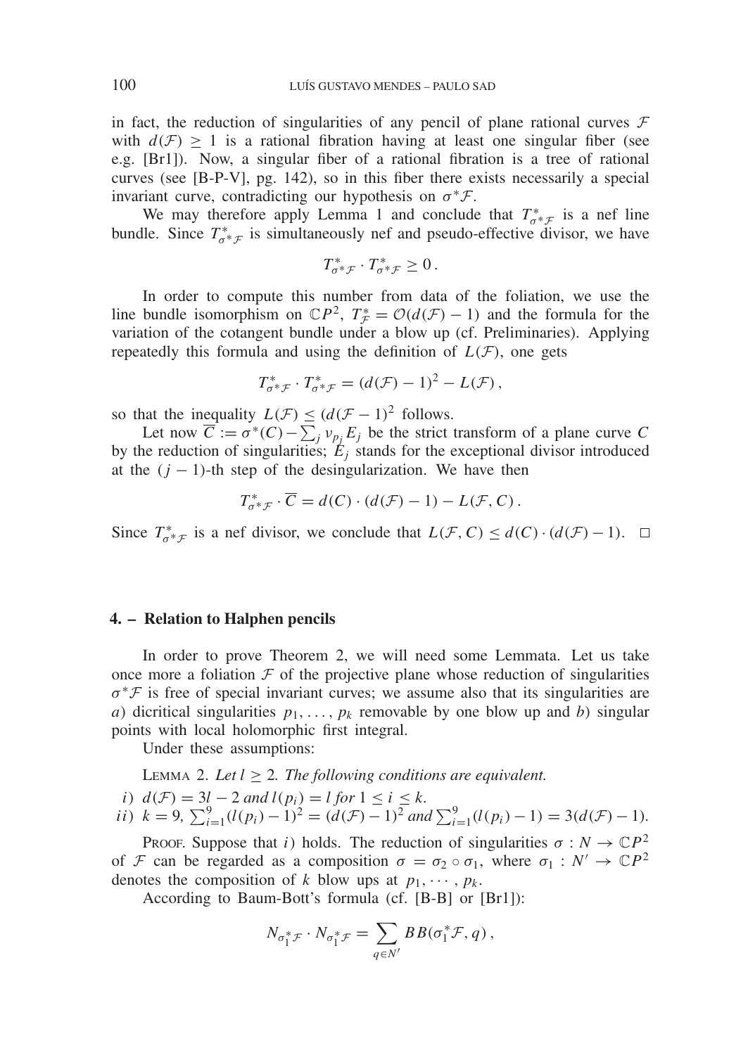in fact, the reduction of singularities of any pencil of plane rational curves $\mathcal{F}$ with $d(\mathcal{F}) \geq 1$ is a rational fibration having at least one singular fiber (see e.g. [Br1]). Now, a singular fiber of a rational fibration is a tree of rational curves (see [B-P-V], pg. 142), so in this fiber there exists necessarily a special invariant curve, contradicting our hypothesis on $\sigma^*\mathcal{F}$.

We may therefore apply Lemma 1 and conclude that $T^*_{\sigma^*\mathcal{F}}$ is a nef line bundle. Since $T^*_{\sigma^*\mathcal{F}}$ is simultaneously nef and pseudo-effective divisor, we have

$$T^*_{\sigma^*\mathcal{F}} \cdot T^*_{\sigma^*\mathcal{F}} \geq 0\,.$$

In order to compute this number from data of the foliation, we use the line bundle isomorphism on $\mathbb{C}P^2$, $T^*_{\mathcal{F}} = \mathcal{O}(d(\mathcal{F}) - 1)$ and the formula for the variation of the cotangent bundle under a blow up (cf. Preliminaries). Applying repeatedly this formula and using the definition of $L(\mathcal{F})$, one gets

$$T^*_{\sigma^*\mathcal{F}} \cdot T^*_{\sigma^*\mathcal{F}} = (d(\mathcal{F}) - 1)^2 - L(\mathcal{F})\,,$$

so that the inequality $L(\mathcal{F}) \leq (d(\mathcal{F} - 1)^2$ follows.

Let now $\overline{C} := \sigma^*(C) - \sum_j \nu_{p_j} E_j$ be the strict transform of a plane curve $C$ by the reduction of singularities; $E_j$ stands for the exceptional divisor introduced at the $(j-1)$-th step of the desingularization. We have then

$$T^*_{\sigma^*\mathcal{F}} \cdot \overline{C} = d(C) \cdot (d(\mathcal{F}) - 1) - L(\mathcal{F}, C)\,.$$

Since $T^*_{\sigma^*\mathcal{F}}$ is a nef divisor, we conclude that $L(\mathcal{F}, C) \leq d(C) \cdot (d(\mathcal{F}) - 1)$. □

## 4. – Relation to Halphen pencils

In order to prove Theorem 2, we will need some Lemmata. Let us take once more a foliation $\mathcal{F}$ of the projective plane whose reduction of singularities $\sigma^*\mathcal{F}$ is free of special invariant curves; we assume also that its singularities are *a*) dicritical singularities $p_1, \ldots, p_k$ removable by one blow up and *b*) singular points with local holomorphic first integral.

Under these assumptions:

Lemma 2. *Let $l \geq 2$. The following conditions are equivalent.*

*i*) $d(\mathcal{F}) = 3l - 2$ *and* $l(p_i) = l$ *for* $1 \leq i \leq k$.

*ii*) $k = 9$, $\sum_{i=1}^{9} (l(p_i) - 1)^2 = (d(\mathcal{F}) - 1)^2$ *and* $\sum_{i=1}^{9} (l(p_i) - 1) = 3(d(\mathcal{F}) - 1)$.

Proof. Suppose that *i*) holds. The reduction of singularities $\sigma : N \to \mathbb{C}P^2$ of $\mathcal{F}$ can be regarded as a composition $\sigma = \sigma_2 \circ \sigma_1$, where $\sigma_1 : N' \to \mathbb{C}P^2$ denotes the composition of $k$ blow ups at $p_1, \cdots, p_k$.

According to Baum-Bott's formula (cf. [B-B] or [Br1]):

$$N_{\sigma_1^*\mathcal{F}} \cdot N_{\sigma_1^*\mathcal{F}} = \sum_{q \in N'} BB(\sigma_1^*\mathcal{F}, q)\,,$$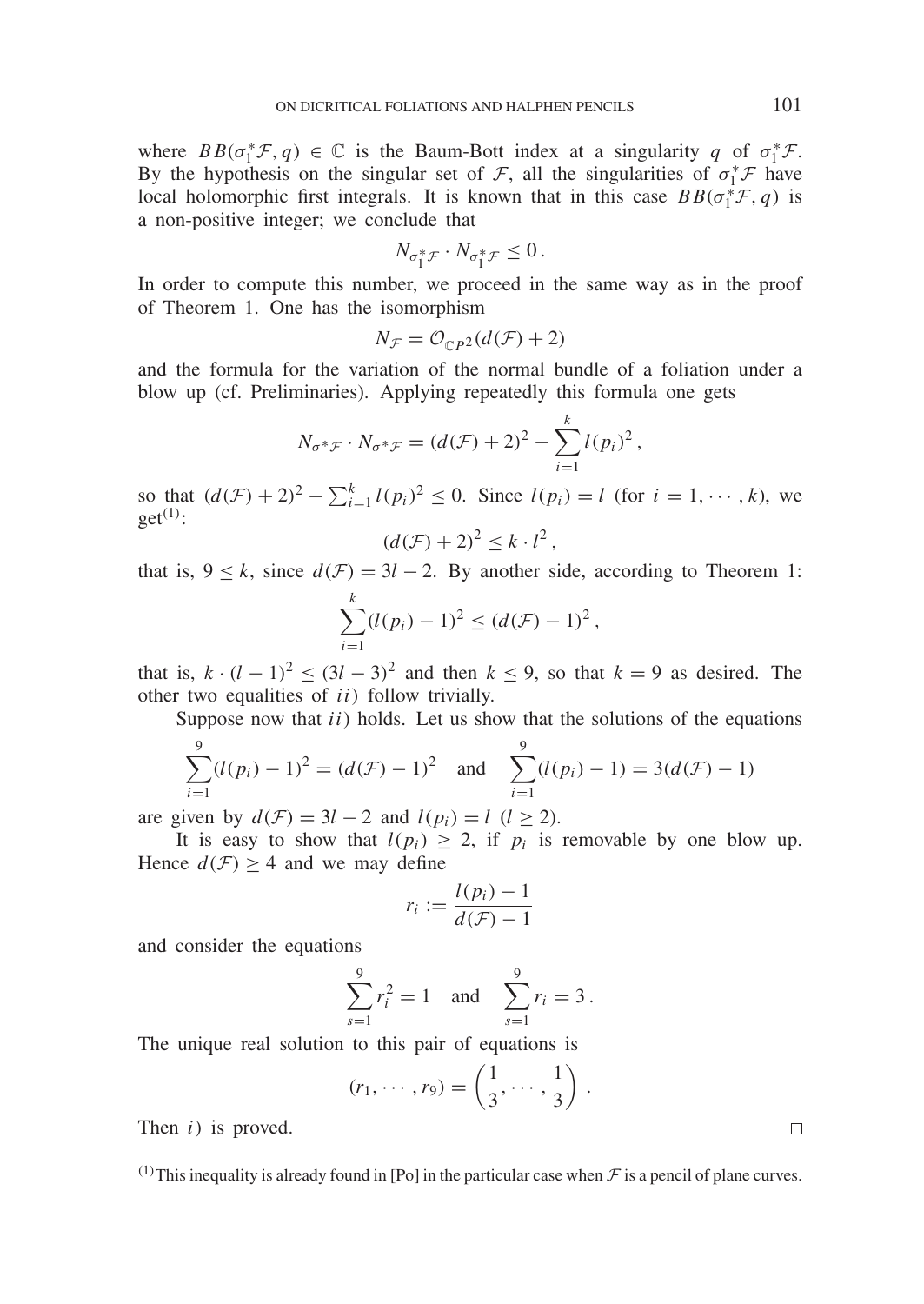where $BB(\sigma_1^*\mathcal{F}, q) \in \mathbb{C}$ is the Baum-Bott index at a singularity $q$ of $\sigma_1^*\mathcal{F}$. By the hypothesis on the singular set of $\mathcal{F}$, all the singularities of $\sigma_1^*\mathcal{F}$ have local holomorphic first integrals. It is known that in this case $BB(\sigma_1^*\mathcal{F}, q)$ is a non-positive integer; we conclude that

$$N_{\sigma_1^*\mathcal{F}} \cdot N_{\sigma_1^*\mathcal{F}} \leq 0\,.$$

In order to compute this number, we proceed in the same way as in the proof of Theorem 1. One has the isomorphism

$$N_{\mathcal{F}} = \mathcal{O}_{\mathbb{C}P^2}(d(\mathcal{F}) + 2)$$

and the formula for the variation of the normal bundle of a foliation under a blow up (cf. Preliminaries). Applying repeatedly this formula one gets

$$N_{\sigma^*\mathcal{F}} \cdot N_{\sigma^*\mathcal{F}} = (d(\mathcal{F}) + 2)^2 - \sum_{i=1}^{k} l(p_i)^2\,,$$

so that $(d(\mathcal{F}) + 2)^2 - \sum_{i=1}^{k} l(p_i)^2 \leq 0$. Since $l(p_i) = l$ (for $i = 1, \cdots, k$), we get[(1)]:

$$(d(\mathcal{F}) + 2)^2 \leq k \cdot l^2\,,$$

that is, $9 \leq k$, since $d(\mathcal{F}) = 3l - 2$. By another side, according to Theorem 1:

$$\sum_{i=1}^{k} (l(p_i) - 1)^2 \leq (d(\mathcal{F}) - 1)^2\,,$$

that is, $k \cdot (l - 1)^2 \leq (3l - 3)^2$ and then $k \leq 9$, so that $k = 9$ as desired. The other two equalities of $ii)$ follow trivially.

Suppose now that $ii)$ holds. Let us show that the solutions of the equations

$$\sum_{i=1}^{9} (l(p_i) - 1)^2 = (d(\mathcal{F}) - 1)^2 \quad \text{and} \quad \sum_{i=1}^{9} (l(p_i) - 1) = 3(d(\mathcal{F}) - 1)$$

are given by $d(\mathcal{F}) = 3l - 2$ and $l(p_i) = l$ $(l \geq 2)$.

It is easy to show that $l(p_i) \geq 2$, if $p_i$ is removable by one blow up. Hence $d(\mathcal{F}) \geq 4$ and we may define

$$r_i := \frac{l(p_i) - 1}{d(\mathcal{F}) - 1}$$

and consider the equations

$$\sum_{s=1}^{9} r_i^2 = 1 \quad \text{and} \quad \sum_{s=1}^{9} r_i = 3\,.$$

The unique real solution to this pair of equations is

$$(r_1, \cdots, r_9) = \left(\frac{1}{3}, \cdots, \frac{1}{3}\right)\,.$$

Then $i)$ is proved. □

(1) This inequality is already found in [Po] in the particular case when $\mathcal{F}$ is a pencil of plane curves.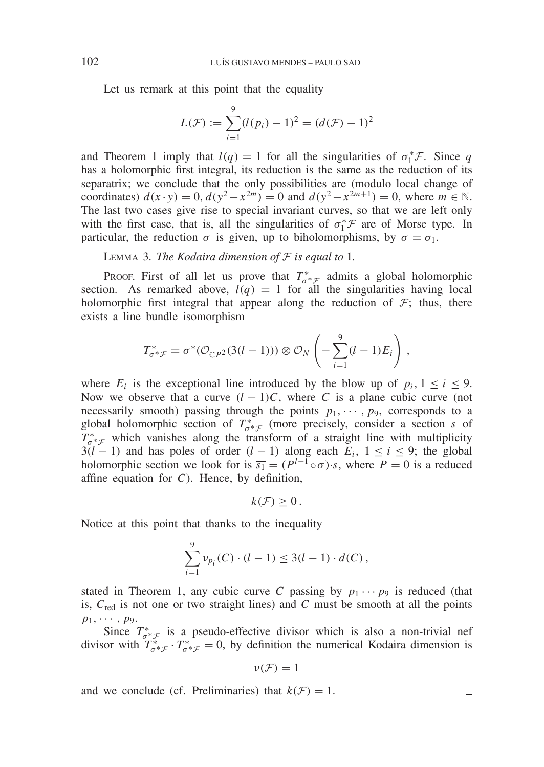Let us remark at this point that the equality

$$L(\mathcal{F}) := \sum_{i=1}^{9} (l(p_i) - 1)^2 = (d(\mathcal{F}) - 1)^2$$

and Theorem 1 imply that $l(q) = 1$ for all the singularities of $\sigma_1^* \mathcal{F}$. Since $q$ has a holomorphic first integral, its reduction is the same as the reduction of its separatrix; we conclude that the only possibilities are (modulo local change of coordinates) $d(x \cdot y) = 0$, $d(y^2 - x^{2m}) = 0$ and $d(y^2 - x^{2m+1}) = 0$, where $m \in \mathbb{N}$. The last two cases give rise to special invariant curves, so that we are left only with the first case, that is, all the singularities of $\sigma_1^* \mathcal{F}$ are of Morse type. In particular, the reduction $\sigma$ is given, up to biholomorphisms, by $\sigma = \sigma_1$.

LEMMA 3. *The Kodaira dimension of $\mathcal{F}$ is equal to* 1.

PROOF. First of all let us prove that $T^*_{\sigma^* \mathcal{F}}$ admits a global holomorphic section. As remarked above, $l(q) = 1$ for all the singularities having local holomorphic first integral that appear along the reduction of $\mathcal{F}$; thus, there exists a line bundle isomorphism

$$T^*_{\sigma^* \mathcal{F}} = \sigma^*(\mathcal{O}_{\mathbb{C}P^2}(3(l-1))) \otimes \mathcal{O}_N \left( -\sum_{i=1}^{9} (l-1) E_i \right),$$

where $E_i$ is the exceptional line introduced by the blow up of $p_i$, $1 \leq i \leq 9$. Now we observe that a curve $(l-1)C$, where $C$ is a plane cubic curve (not necessarily smooth) passing through the points $p_1, \cdots, p_9$, corresponds to a global holomorphic section of $T^*_{\sigma^* \mathcal{F}}$ (more precisely, consider a section $s$ of $T^*_{\sigma^* \mathcal{F}}$ which vanishes along the transform of a straight line with multiplicity $3(l-1)$ and has poles of order $(l-1)$ along each $E_i$, $1 \leq i \leq 9$; the global holomorphic section we look for is $\overline{s_1} = (P^{l-1} \circ \sigma) \cdot s$, where $P = 0$ is a reduced affine equation for $C$). Hence, by definition,

$$k(\mathcal{F}) \geq 0 .$$

Notice at this point that thanks to the inequality

$$\sum_{i=1}^{9} \nu_{p_i}(C) \cdot (l-1) \leq 3(l-1) \cdot d(C),$$

stated in Theorem 1, any cubic curve $C$ passing by $p_1 \cdots p_9$ is reduced (that is, $C_{\text{red}}$ is not one or two straight lines) and $C$ must be smooth at all the points $p_1, \cdots, p_9$.

Since $T^*_{\sigma^* \mathcal{F}}$ is a pseudo-effective divisor which is also a non-trivial nef divisor with $T^*_{\sigma^* \mathcal{F}} \cdot T^*_{\sigma^* \mathcal{F}} = 0$, by definition the numerical Kodaira dimension is

$$\nu(\mathcal{F}) = 1$$

and we conclude (cf. Preliminaries) that $k(\mathcal{F}) = 1$. □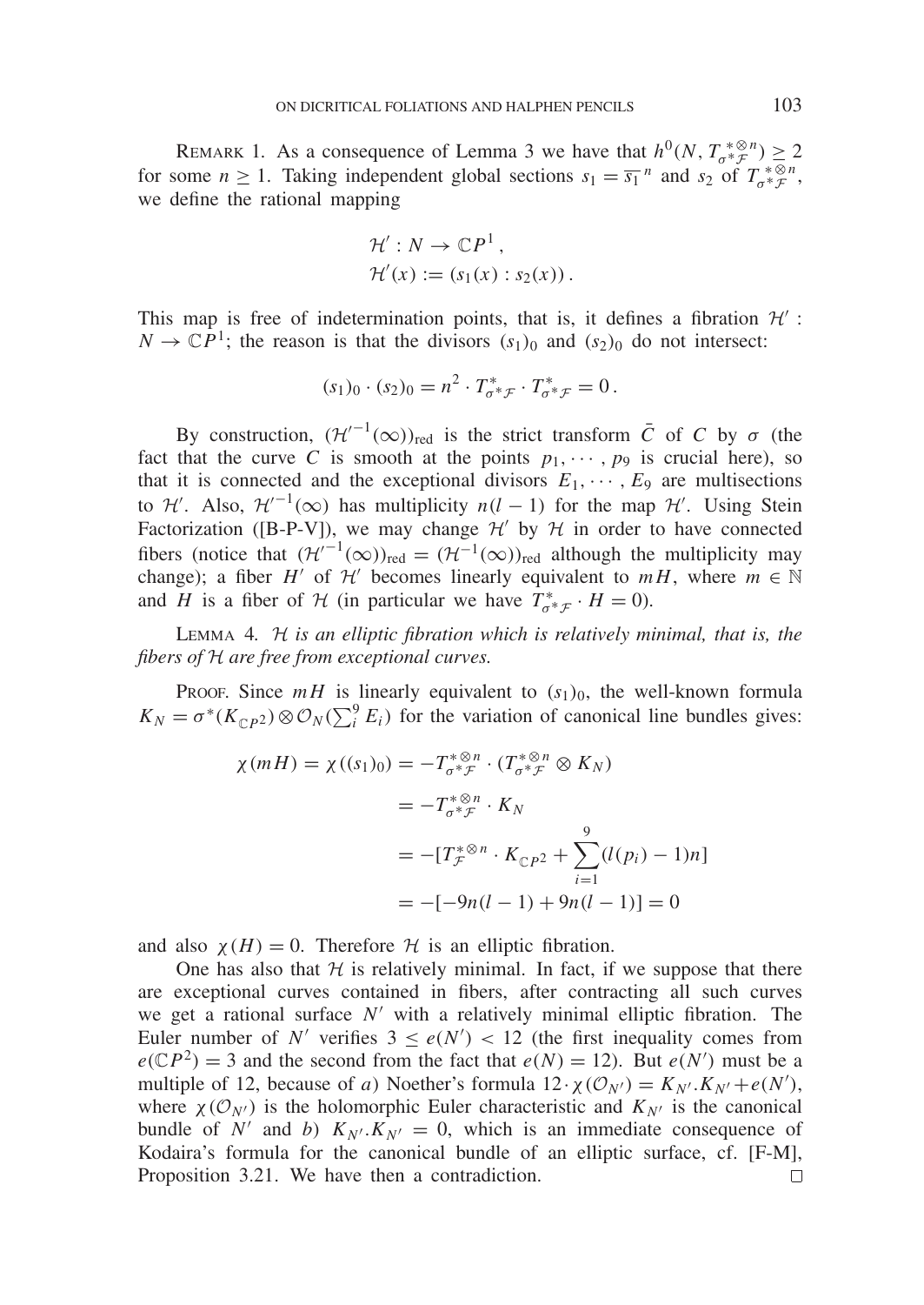REMARK 1. As a consequence of Lemma 3 we have that $h^0(N, T_{\sigma^*\mathcal{F}}^{*\otimes n}) \geq 2$ for some $n \geq 1$. Taking independent global sections $s_1 = \overline{s_1}^{\,n}$ and $s_2$ of $T_{\sigma^*\mathcal{F}}^{*\otimes n}$, we define the rational mapping

$$\mathcal{H}' : N \to \mathbb{C}P^1 ,$$
$$\mathcal{H}'(x) := (s_1(x) : s_2(x)) .$$

This map is free of indetermination points, that is, it defines a fibration $\mathcal{H}' : N \to \mathbb{C}P^1$; the reason is that the divisors $(s_1)_0$ and $(s_2)_0$ do not intersect:

$$(s_1)_0 \cdot (s_2)_0 = n^2 \cdot T_{\sigma^*\mathcal{F}}^{*} \cdot T_{\sigma^*\mathcal{F}}^{*} = 0 .$$

By construction, $({\mathcal{H}'}^{-1}(\infty))_{\text{red}}$ is the strict transform $\bar{C}$ of $C$ by $\sigma$ (the fact that the curve $C$ is smooth at the points $p_1, \cdots, p_9$ is crucial here), so that it is connected and the exceptional divisors $E_1, \cdots, E_9$ are multisections to $\mathcal{H}'$. Also, ${\mathcal{H}'}^{-1}(\infty)$ has multiplicity $n(l-1)$ for the map $\mathcal{H}'$. Using Stein Factorization ([B-P-V]), we may change $\mathcal{H}'$ by $\mathcal{H}$ in order to have connected fibers (notice that $({\mathcal{H}'}^{-1}(\infty))_{\text{red}} = (\mathcal{H}^{-1}(\infty))_{\text{red}}$ although the multiplicity may change); a fiber $H'$ of $\mathcal{H}'$ becomes linearly equivalent to $mH$, where $m \in \mathbb{N}$ and $H$ is a fiber of $\mathcal{H}$ (in particular we have $T_{\sigma^*\mathcal{F}}^{*} \cdot H = 0$).

LEMMA 4. *$\mathcal{H}$ is an elliptic fibration which is relatively minimal, that is, the fibers of $\mathcal{H}$ are free from exceptional curves.*

PROOF. Since $mH$ is linearly equivalent to $(s_1)_0$, the well-known formula $K_N = \sigma^*(K_{\mathbb{C}P^2}) \otimes \mathcal{O}_N(\sum_i^9 E_i)$ for the variation of canonical line bundles gives:

$$\begin{aligned}
\chi(mH) = \chi((s_1)_0) &= -T_{\sigma^*\mathcal{F}}^{*\otimes n} \cdot (T_{\sigma^*\mathcal{F}}^{*\otimes n} \otimes K_N) \\
&= -T_{\sigma^*\mathcal{F}}^{*\otimes n} \cdot K_N \\
&= -[T_{\mathcal{F}}^{*\otimes n} \cdot K_{\mathbb{C}P^2} + \sum_{i=1}^{9}(l(p_i) - 1)n] \\
&= -[-9n(l-1) + 9n(l-1)] = 0
\end{aligned}$$

and also $\chi(H) = 0$. Therefore $\mathcal{H}$ is an elliptic fibration.

One has also that $\mathcal{H}$ is relatively minimal. In fact, if we suppose that there are exceptional curves contained in fibers, after contracting all such curves we get a rational surface $N'$ with a relatively minimal elliptic fibration. The Euler number of $N'$ verifies $3 \leq e(N') < 12$ (the first inequality comes from $e(\mathbb{C}P^2) = 3$ and the second from the fact that $e(N) = 12$). But $e(N')$ must be a multiple of 12, because of *a*) Noether's formula $12 \cdot \chi(\mathcal{O}_{N'}) = K_{N'}.K_{N'} + e(N')$, where $\chi(\mathcal{O}_{N'})$ is the holomorphic Euler characteristic and $K_{N'}$ is the canonical bundle of $N'$ and *b*) $K_{N'}.K_{N'} = 0$, which is an immediate consequence of Kodaira's formula for the canonical bundle of an elliptic surface, cf. [F-M], Proposition 3.21. We have then a contradiction. □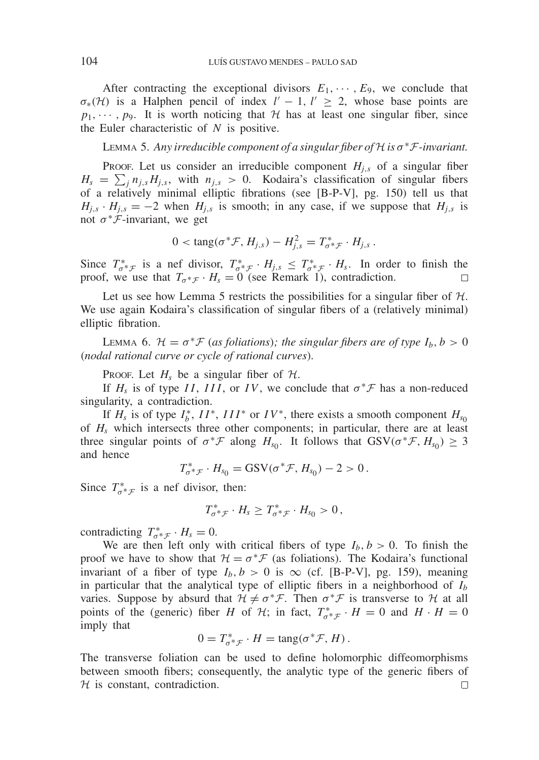After contracting the exceptional divisors $E_1, \cdots, E_9$, we conclude that $\sigma_*(\mathcal{H})$ is a Halphen pencil of index $l' - 1$, $l' \geq 2$, whose base points are $p_1, \cdots, p_9$. It is worth noticing that $\mathcal{H}$ has at least one singular fiber, since the Euler characteristic of $N$ is positive.

Lemma 5. *Any irreducible component of a singular fiber of $\mathcal{H}$ is $\sigma^*\mathcal{F}$-invariant.*

Proof. Let us consider an irreducible component $H_{j,s}$ of a singular fiber $H_s = \sum_j n_{j,s} H_{j,s}$, with $n_{j,s} > 0$. Kodaira's classification of singular fibers of a relatively minimal elliptic fibrations (see [B-P-V], pg. 150) tell us that $H_{j,s} \cdot H_{j,s} = -2$ when $H_{j,s}$ is smooth; in any case, if we suppose that $H_{j,s}$ is not $\sigma^*\mathcal{F}$-invariant, we get

$$0 < \operatorname{tang}(\sigma^*\mathcal{F}, H_{j,s}) - H_{j,s}^2 = T^*_{\sigma^*\mathcal{F}} \cdot H_{j,s} \,.$$

Since $T^*_{\sigma^*\mathcal{F}}$ is a nef divisor, $T^*_{\sigma^*\mathcal{F}} \cdot H_{j,s} \leq T^*_{\sigma^*\mathcal{F}} \cdot H_s$. In order to finish the proof, we use that $T_{\sigma^*\mathcal{F}} \cdot H_s = 0$ (see Remark 1), contradiction. $\square$

Let us see how Lemma 5 restricts the possibilities for a singular fiber of $\mathcal{H}$. We use again Kodaira's classification of singular fibers of a (relatively minimal) elliptic fibration.

Lemma 6. *$\mathcal{H} = \sigma^*\mathcal{F}$ (as foliations); the singular fibers are of type $I_b, b > 0$ (nodal rational curve or cycle of rational curves).*

Proof. Let $H_s$ be a singular fiber of $\mathcal{H}$.

If $H_s$ is of type $II$, $III$, or $IV$, we conclude that $\sigma^*\mathcal{F}$ has a non-reduced singularity, a contradiction.

If $H_s$ is of type $I_b^*$, $II^*$, $III^*$ or $IV^*$, there exists a smooth component $H_{s_0}$ of $H_s$ which intersects three other components; in particular, there are at least three singular points of $\sigma^*\mathcal{F}$ along $H_{s_0}$. It follows that $\operatorname{GSV}(\sigma^*\mathcal{F}, H_{s_0}) \geq 3$ and hence

$$T^*_{\sigma^*\mathcal{F}} \cdot H_{s_0} = \operatorname{GSV}(\sigma^*\mathcal{F}, H_{s_0}) - 2 > 0 \,.$$

Since $T^*_{\sigma^*\mathcal{F}}$ is a nef divisor, then:

$$T^*_{\sigma^*\mathcal{F}} \cdot H_s \geq T^*_{\sigma^*\mathcal{F}} \cdot H_{s_0} > 0 \,,$$

contradicting $T^*_{\sigma^*\mathcal{F}} \cdot H_s = 0$.

We are then left only with critical fibers of type $I_b, b > 0$. To finish the proof we have to show that $\mathcal{H} = \sigma^*\mathcal{F}$ (as foliations). The Kodaira's functional invariant of a fiber of type $I_b, b > 0$ is $\infty$ (cf. [B-P-V], pg. 159), meaning in particular that the analytical type of elliptic fibers in a neighborhood of $I_b$ varies. Suppose by absurd that $\mathcal{H} \neq \sigma^*\mathcal{F}$. Then $\sigma^*\mathcal{F}$ is transverse to $\mathcal{H}$ at all points of the (generic) fiber $H$ of $\mathcal{H}$; in fact, $T^*_{\sigma^*\mathcal{F}} \cdot H = 0$ and $H \cdot H = 0$ imply that

$$0 = T^*_{\sigma^*\mathcal{F}} \cdot H = \operatorname{tang}(\sigma^*\mathcal{F}, H) \,.$$

The transverse foliation can be used to define holomorphic diffeomorphisms between smooth fibers; consequently, the analytic type of the generic fibers of $\mathcal{H}$ is constant, contradiction. $\square$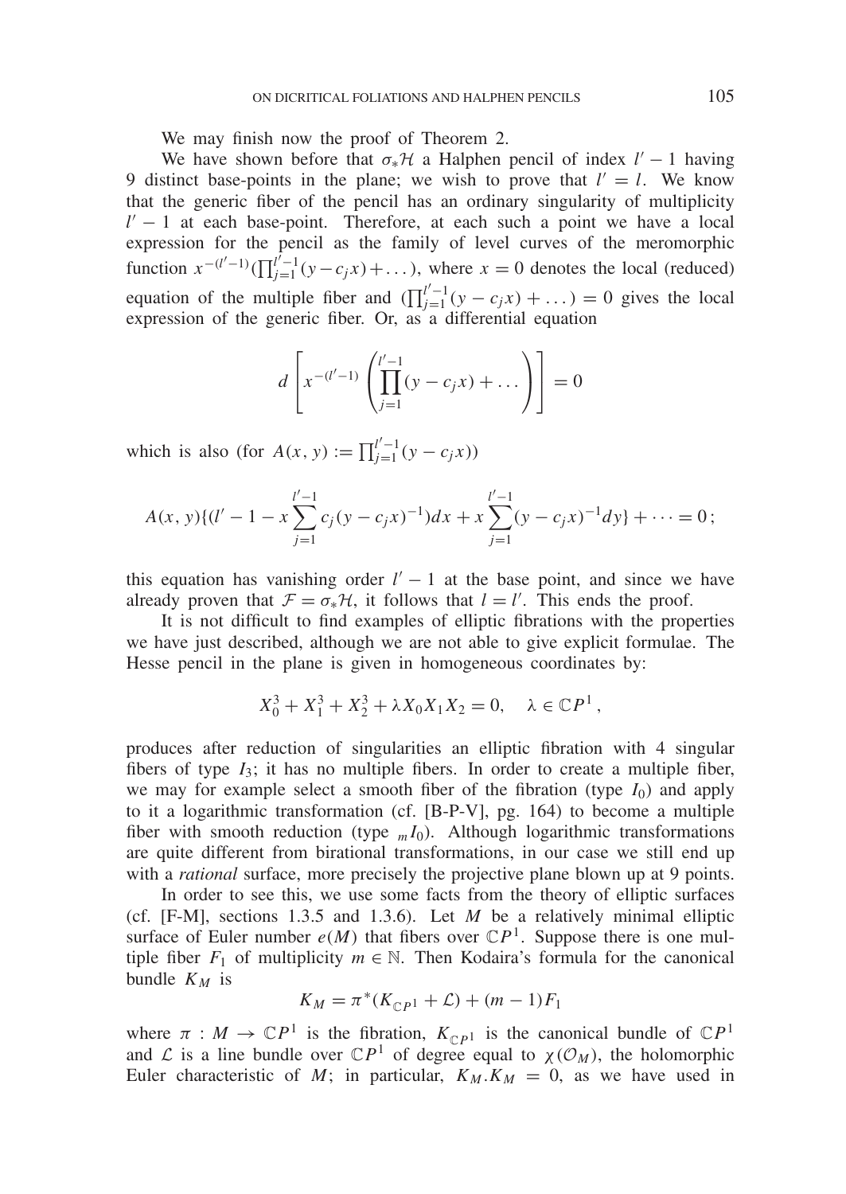We may finish now the proof of Theorem 2.

We have shown before that $\sigma_*\mathcal{H}$ a Halphen pencil of index $l'-1$ having 9 distinct base-points in the plane; we wish to prove that $l'=l$. We know that the generic fiber of the pencil has an ordinary singularity of multiplicity $l'-1$ at each base-point. Therefore, at each such a point we have a local expression for the pencil as the family of level curves of the meromorphic function $x^{-(l'-1)}(\prod_{j=1}^{l'-1}(y-c_jx)+\dots)$, where $x=0$ denotes the local (reduced) equation of the multiple fiber and $(\prod_{j=1}^{l'-1}(y-c_jx)+\dots)=0$ gives the local expression of the generic fiber. Or, as a differential equation

$$d\left[x^{-(l'-1)}\left(\prod_{j=1}^{l'-1}(y-c_jx)+\dots\right)\right]=0$$

which is also (for $A(x,y):=\prod_{j=1}^{l'-1}(y-c_jx)$)

$$A(x,y)\{(l'-1-x\sum_{j=1}^{l'-1}c_j(y-c_jx)^{-1})dx+x\sum_{j=1}^{l'-1}(y-c_jx)^{-1}dy\}+\dots=0\,;$$

this equation has vanishing order $l'-1$ at the base point, and since we have already proven that $\mathcal{F}=\sigma_*\mathcal{H}$, it follows that $l=l'$. This ends the proof.

It is not difficult to find examples of elliptic fibrations with the properties we have just described, although we are not able to give explicit formulae. The Hesse pencil in the plane is given in homogeneous coordinates by:

$$X_0^3+X_1^3+X_2^3+\lambda X_0X_1X_2=0,\quad \lambda\in\mathbb{C}P^1\,,$$

produces after reduction of singularities an elliptic fibration with 4 singular fibers of type $I_3$; it has no multiple fibers. In order to create a multiple fiber, we may for example select a smooth fiber of the fibration (type $I_0$) and apply to it a logarithmic transformation (cf. [B-P-V], pg. 164) to become a multiple fiber with smooth reduction (type ${}_mI_0$). Although logarithmic transformations are quite different from birational transformations, in our case we still end up with a *rational* surface, more precisely the projective plane blown up at 9 points.

In order to see this, we use some facts from the theory of elliptic surfaces (cf. [F-M], sections 1.3.5 and 1.3.6). Let $M$ be a relatively minimal elliptic surface of Euler number $e(M)$ that fibers over $\mathbb{C}P^1$. Suppose there is one multiple fiber $F_1$ of multiplicity $m\in\mathbb{N}$. Then Kodaira's formula for the canonical bundle $K_M$ is

$$K_M=\pi^*(K_{\mathbb{C}P^1}+\mathcal{L})+(m-1)F_1$$

where $\pi: M\to\mathbb{C}P^1$ is the fibration, $K_{\mathbb{C}P^1}$ is the canonical bundle of $\mathbb{C}P^1$ and $\mathcal{L}$ is a line bundle over $\mathbb{C}P^1$ of degree equal to $\chi(\mathcal{O}_M)$, the holomorphic Euler characteristic of $M$; in particular, $K_M.K_M=0$, as we have used in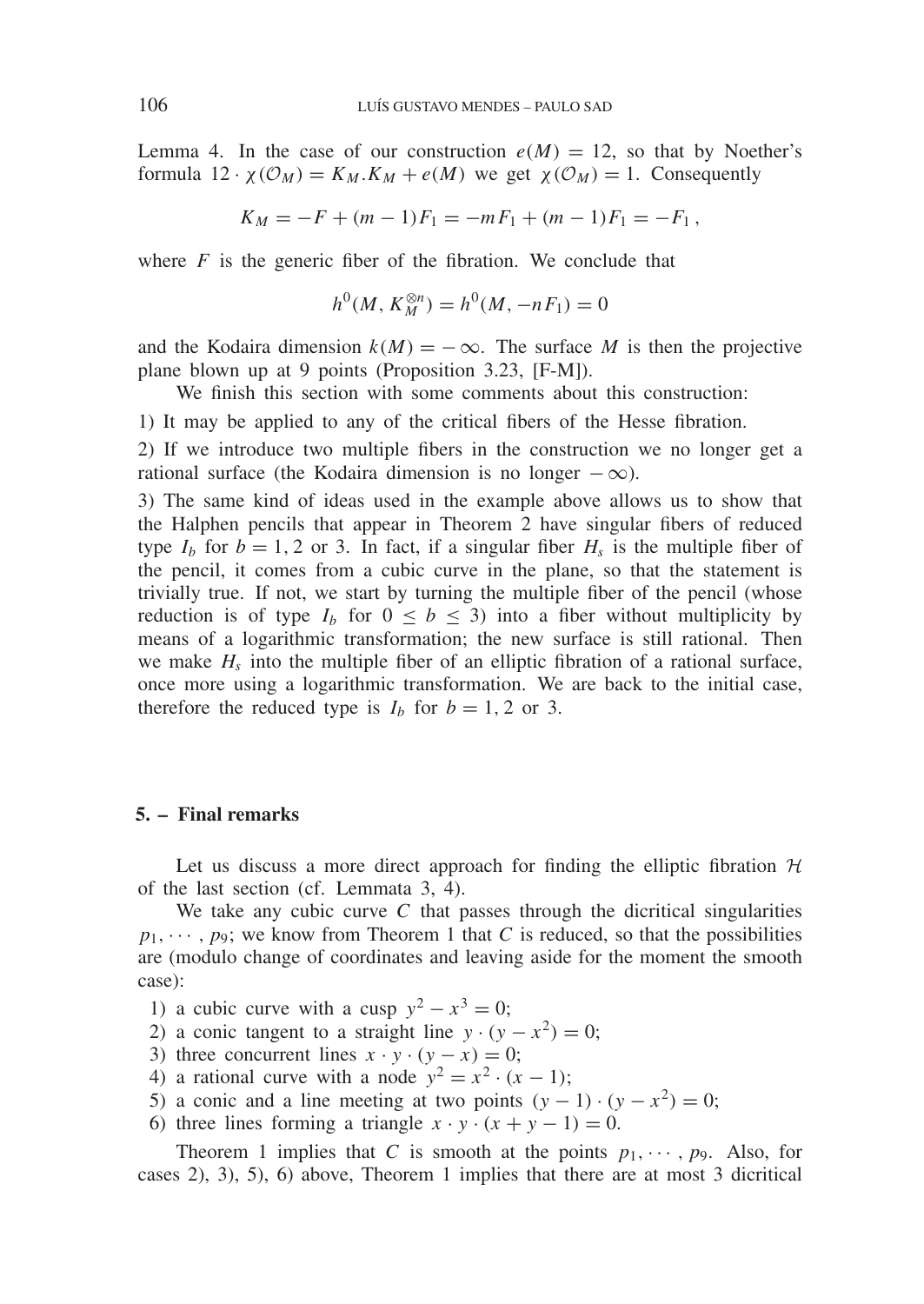Lemma 4. In the case of our construction $e(M) = 12$, so that by Noether's formula $12 \cdot \chi(\mathcal{O}_M) = K_M.K_M + e(M)$ we get $\chi(\mathcal{O}_M) = 1$. Consequently

$$K_M = -F + (m-1)F_1 = -mF_1 + (m-1)F_1 = -F_1\,,$$

where $F$ is the generic fiber of the fibration. We conclude that

$$h^0(M, K_M^{\otimes n}) = h^0(M, -nF_1) = 0$$

and the Kodaira dimension $k(M) = -\infty$. The surface $M$ is then the projective plane blown up at 9 points (Proposition 3.23, [F-M]).

We finish this section with some comments about this construction:

1) It may be applied to any of the critical fibers of the Hesse fibration.

2) If we introduce two multiple fibers in the construction we no longer get a rational surface (the Kodaira dimension is no longer $-\infty$).

3) The same kind of ideas used in the example above allows us to show that the Halphen pencils that appear in Theorem 2 have singular fibers of reduced type $I_b$ for $b = 1, 2$ or $3$. In fact, if a singular fiber $H_s$ is the multiple fiber of the pencil, it comes from a cubic curve in the plane, so that the statement is trivially true. If not, we start by turning the multiple fiber of the pencil (whose reduction is of type $I_b$ for $0 \le b \le 3$) into a fiber without multiplicity by means of a logarithmic transformation; the new surface is still rational. Then we make $H_s$ into the multiple fiber of an elliptic fibration of a rational surface, once more using a logarithmic transformation. We are back to the initial case, therefore the reduced type is $I_b$ for $b = 1, 2$ or $3$.

## 5. – Final remarks

Let us discuss a more direct approach for finding the elliptic fibration $\mathcal{H}$ of the last section (cf. Lemmata 3, 4).

We take any cubic curve $C$ that passes through the dicritical singularities $p_1, \cdots, p_9$; we know from Theorem 1 that $C$ is reduced, so that the possibilities are (modulo change of coordinates and leaving aside for the moment the smooth case):

1) a cubic curve with a cusp $y^2 - x^3 = 0$;
2) a conic tangent to a straight line $y \cdot (y - x^2) = 0$;
3) three concurrent lines $x \cdot y \cdot (y - x) = 0$;
4) a rational curve with a node $y^2 = x^2 \cdot (x - 1)$;
5) a conic and a line meeting at two points $(y - 1) \cdot (y - x^2) = 0$;
6) three lines forming a triangle $x \cdot y \cdot (x + y - 1) = 0$.

Theorem 1 implies that $C$ is smooth at the points $p_1, \cdots, p_9$. Also, for cases 2), 3), 5), 6) above, Theorem 1 implies that there are at most 3 dicritical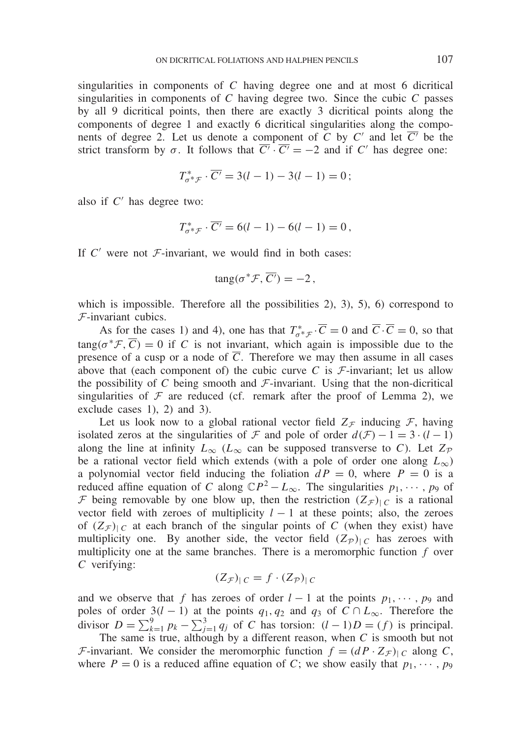singularities in components of $C$ having degree one and at most 6 dicritical singularities in components of $C$ having degree two. Since the cubic $C$ passes by all 9 dicritical points, then there are exactly 3 dicritical points along the components of degree 1 and exactly 6 dicritical singularities along the components of degree 2. Let us denote a component of $C$ by $C'$ and let $\overline{C'}$ be the strict transform by $\sigma$. It follows that $\overline{C'} \cdot \overline{C'} = -2$ and if $C'$ has degree one:

$$T^*_{\sigma^*\mathcal{F}} \cdot \overline{C'} = 3(l-1) - 3(l-1) = 0\,;$$

also if $C'$ has degree two:

$$T^*_{\sigma^*\mathcal{F}} \cdot \overline{C'} = 6(l-1) - 6(l-1) = 0\,,$$

If $C'$ were not $\mathcal{F}$-invariant, we would find in both cases:

$$\operatorname{tang}(\sigma^*\mathcal{F}, \overline{C'}) = -2\,,$$

which is impossible. Therefore all the possibilities 2), 3), 5), 6) correspond to $\mathcal{F}$-invariant cubics.

As for the cases 1) and 4), one has that $T^*_{\sigma^*\mathcal{F}} \cdot \overline{C} = 0$ and $\overline{C} \cdot \overline{C} = 0$, so that $\operatorname{tang}(\sigma^*\mathcal{F}, \overline{C}) = 0$ if $C$ is not invariant, which again is impossible due to the presence of a cusp or a node of $\overline{C}$. Therefore we may then assume in all cases above that (each component of) the cubic curve $C$ is $\mathcal{F}$-invariant; let us allow the possibility of $C$ being smooth and $\mathcal{F}$-invariant. Using that the non-dicritical singularities of $\mathcal{F}$ are reduced (cf. remark after the proof of Lemma 2), we exclude cases 1), 2) and 3).

Let us look now to a global rational vector field $Z_{\mathcal{F}}$ inducing $\mathcal{F}$, having isolated zeros at the singularities of $\mathcal{F}$ and pole of order $d(\mathcal{F}) - 1 = 3 \cdot (l-1)$ along the line at infinity $L_\infty$ ($L_\infty$ can be supposed transverse to $C$). Let $Z_{\mathcal{P}}$ be a rational vector field which extends (with a pole of order one along $L_\infty$) a polynomial vector field inducing the foliation $dP = 0$, where $P = 0$ is a reduced affine equation of $C$ along $\mathbb{C}P^2 - L_\infty$. The singularities $p_1, \cdots, p_9$ of $\mathcal{F}$ being removable by one blow up, then the restriction $(Z_{\mathcal{F}})_{|\,C}$ is a rational vector field with zeroes of multiplicity $l-1$ at these points; also, the zeroes of $(Z_{\mathcal{F}})_{|\,C}$ at each branch of the singular points of $C$ (when they exist) have multiplicity one. By another side, the vector field $(Z_{\mathcal{P}})_{|\,C}$ has zeroes with multiplicity one at the same branches. There is a meromorphic function $f$ over $C$ verifying:

$$(Z_{\mathcal{F}})_{|\,C} = f \cdot (Z_{\mathcal{P}})_{|\,C}$$

and we observe that $f$ has zeroes of order $l-1$ at the points $p_1, \cdots, p_9$ and poles of order $3(l-1)$ at the points $q_1, q_2$ and $q_3$ of $C \cap L_\infty$. Therefore the divisor $D = \sum_{k=1}^{9} p_k - \sum_{j=1}^{3} q_j$ of $C$ has torsion: $(l-1)D = (f)$ is principal.

The same is true, although by a different reason, when $C$ is smooth but not $\mathcal{F}$-invariant. We consider the meromorphic function $f = (dP \cdot Z_{\mathcal{F}})_{|\,C}$ along $C$, where $P = 0$ is a reduced affine equation of $C$; we show easily that $p_1, \cdots, p_9$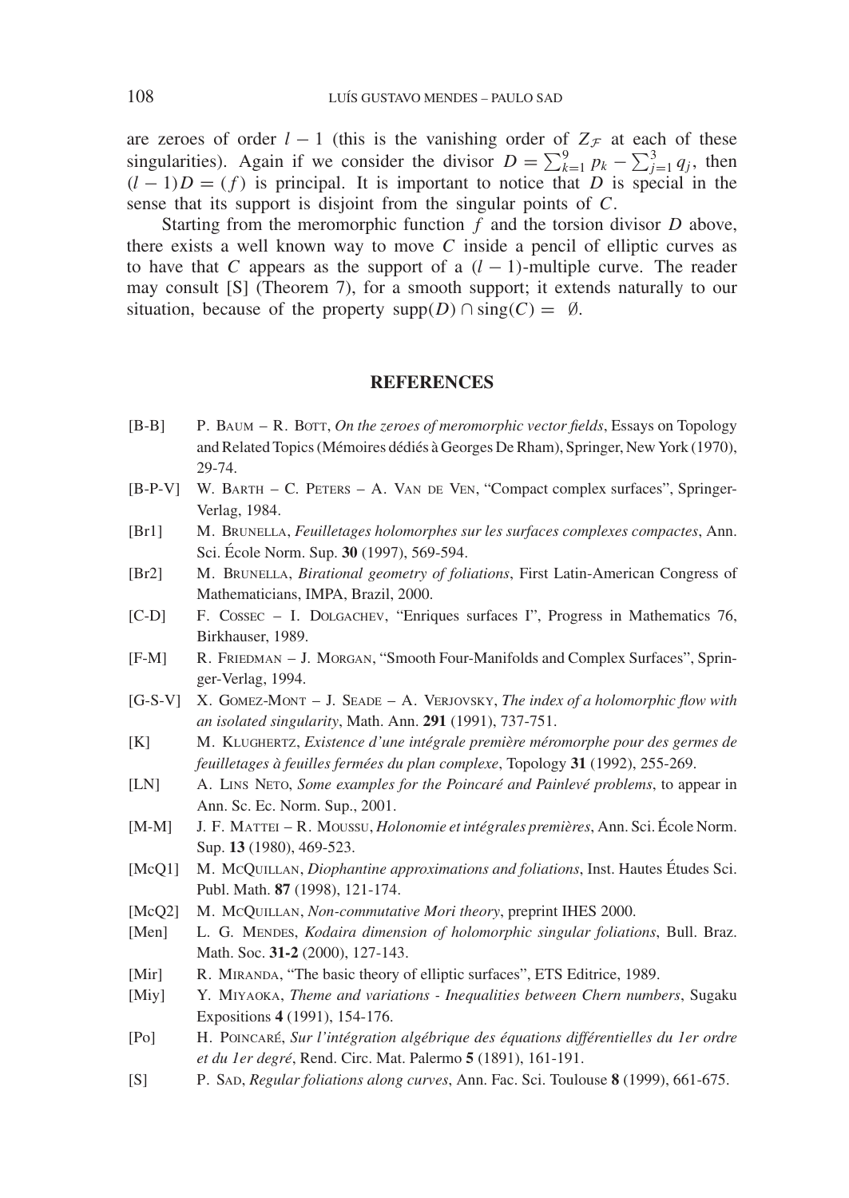are zeroes of order $l-1$ (this is the vanishing order of $Z_{\mathcal{F}}$ at each of these singularities). Again if we consider the divisor $D = \sum_{k=1}^{9} p_k - \sum_{j=1}^{3} q_j$, then $(l-1)D = (f)$ is principal. It is important to notice that $D$ is special in the sense that its support is disjoint from the singular points of $C$.

Starting from the meromorphic function $f$ and the torsion divisor $D$ above, there exists a well known way to move $C$ inside a pencil of elliptic curves as to have that $C$ appears as the support of a $(l-1)$-multiple curve. The reader may consult [S] (Theorem 7), for a smooth support; it extends naturally to our situation, because of the property $\mathrm{supp}(D) \cap \mathrm{sing}(C) = \emptyset$.

## REFERENCES

- [B-B] P. Baum – R. Bott, *On the zeroes of meromorphic vector fields*, Essays on Topology and Related Topics (Mémoires dédiés à Georges De Rham), Springer, New York (1970), 29-74.
- [B-P-V] W. Barth – C. Peters – A. Van de Ven, "Compact complex surfaces", Springer-Verlag, 1984.
- [Br1] M. Brunella, *Feuilletages holomorphes sur les surfaces complexes compactes*, Ann. Sci. École Norm. Sup. **30** (1997), 569-594.
- [Br2] M. Brunella, *Birational geometry of foliations*, First Latin-American Congress of Mathematicians, IMPA, Brazil, 2000.
- [C-D] F. Cossec – I. Dolgachev, "Enriques surfaces I", Progress in Mathematics 76, Birkhauser, 1989.
- [F-M] R. Friedman – J. Morgan, "Smooth Four-Manifolds and Complex Surfaces", Springer-Verlag, 1994.
- [G-S-V] X. Gomez-Mont – J. Seade – A. Verjovsky, *The index of a holomorphic flow with an isolated singularity*, Math. Ann. **291** (1991), 737-751.
- [K] M. Klughertz, *Existence d'une intégrale première méromorphe pour des germes de feuilletages à feuilles fermées du plan complexe*, Topology **31** (1992), 255-269.
- [LN] A. Lins Neto, *Some examples for the Poincaré and Painlevé problems*, to appear in Ann. Sc. Ec. Norm. Sup., 2001.
- [M-M] J. F. Mattei – R. Moussu, *Holonomie et intégrales premières*, Ann. Sci. École Norm. Sup. **13** (1980), 469-523.
- [McQ1] M. McQuillan, *Diophantine approximations and foliations*, Inst. Hautes Études Sci. Publ. Math. **87** (1998), 121-174.
- [McQ2] M. McQuillan, *Non-commutative Mori theory*, preprint IHES 2000.
- [Men] L. G. Mendes, *Kodaira dimension of holomorphic singular foliations*, Bull. Braz. Math. Soc. **31-2** (2000), 127-143.
- [Mir] R. Miranda, "The basic theory of elliptic surfaces", ETS Editrice, 1989.
- [Miy] Y. Miyaoka, *Theme and variations - Inequalities between Chern numbers*, Sugaku Expositions **4** (1991), 154-176.
- [Po] H. Poincaré, *Sur l'intégration algébrique des équations différentielles du 1er ordre et du 1er degré*, Rend. Circ. Mat. Palermo **5** (1891), 161-191.
- [S] P. Sad, *Regular foliations along curves*, Ann. Fac. Sci. Toulouse **8** (1999), 661-675.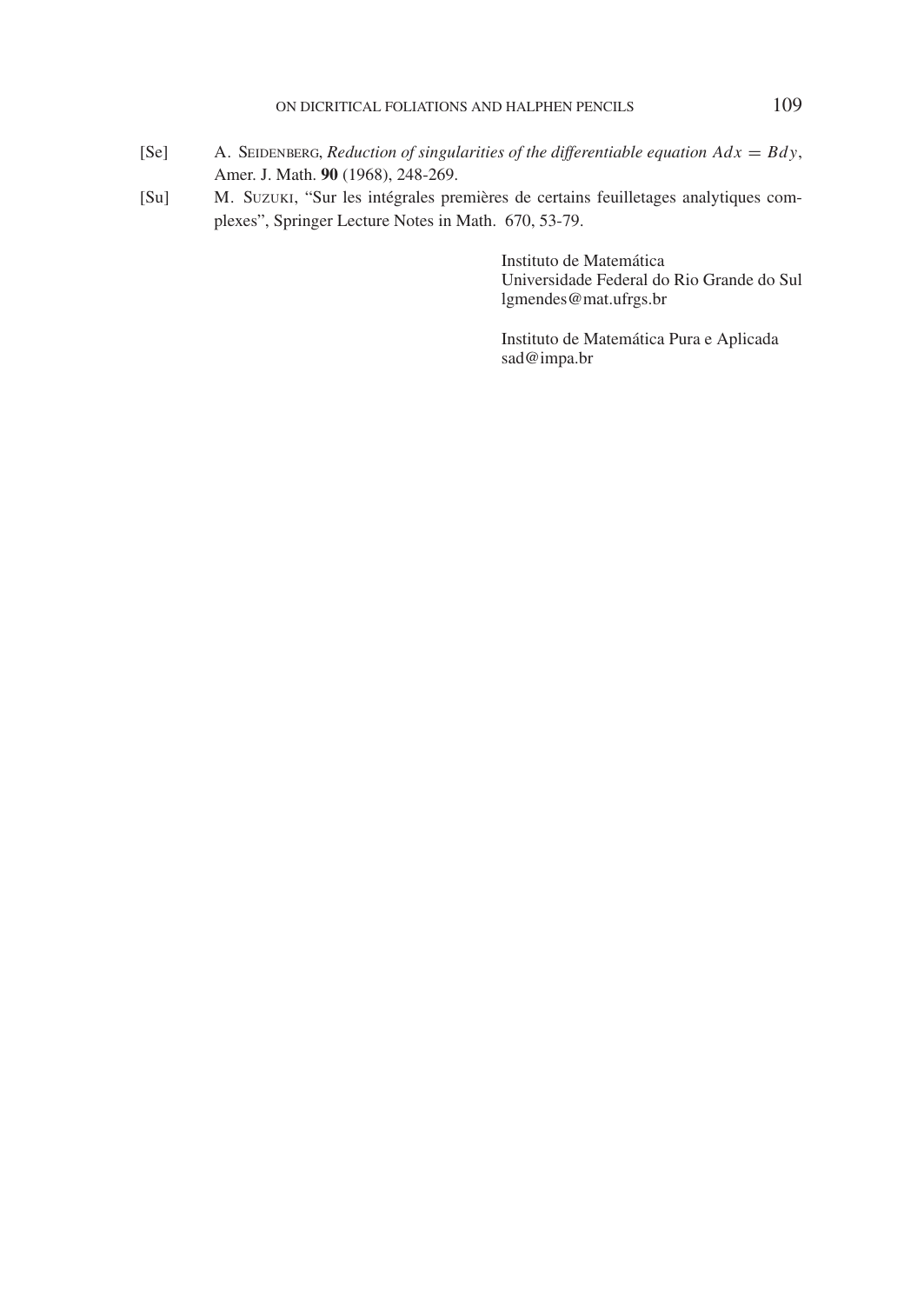[Se] A. Seidenberg, *Reduction of singularities of the differentiable equation $Adx = Bdy$*, Amer. J. Math. **90** (1968), 248-269.

[Su] M. Suzuki, "Sur les intégrales premières de certains feuilletages analytiques complexes", Springer Lecture Notes in Math. 670, 53-79.

Instituto de Matemática
Universidade Federal do Rio Grande do Sul
lgmendes@mat.ufrgs.br

Instituto de Matemática Pura e Aplicada
sad@impa.br